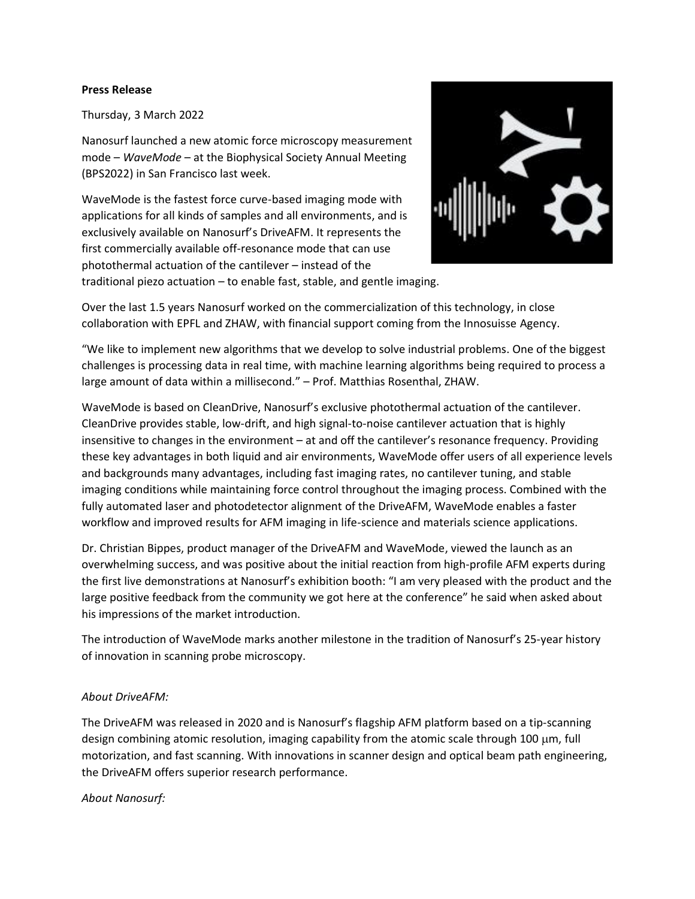**Press Release**

Thursday, 3 March 2022

Nanosurf launched a new atomic force microscopy measurement mode – *WaveMode* – at the Biophysical Society Annual Meeting (BPS2022) in San Francisco last week.

WaveMode is the fastest force curve-based imaging mode with applications for all kinds of samples and all environments, and is exclusively available on Nanosurf's DriveAFM. It represents the first commercially available off-resonance mode that can use photothermal actuation of the cantilever – instead of the traditional piezo actuation – to enable fast, stable, and gentle imaging.

Over the last 1.5 years Nanosurf worked on the commercialization of this technology, in close collaboration with EPFL and ZHAW, with financial support coming from the Innosuisse Agency.

"We like to implement new algorithms that we develop to solve industrial problems. One of the biggest challenges is processing data in real time, with machine learning algorithms being required to process a large amount of data within a millisecond." – Prof. Matthias Rosenthal, ZHAW.

WaveMode is based on CleanDrive, Nanosurf's exclusive photothermal actuation of the cantilever. CleanDrive provides stable, low-drift, and high signal-to-noise cantilever actuation that is highly insensitive to changes in the environment – at and off the cantilever's resonance frequency. Providing these key advantages in both liquid and air environments, WaveMode offer users of all experience levels and backgrounds many advantages, including fast imaging rates, no cantilever tuning, and stable imaging conditions while maintaining force control throughout the imaging process. Combined with the fully automated laser and photodetector alignment of the DriveAFM, WaveMode enables a faster workflow and improved results for AFM imaging in life-science and materials science applications.

Dr. Christian Bippes, product manager of the DriveAFM and WaveMode, viewed the launch as an overwhelming success, and was positive about the initial reaction from high-profile AFM experts during the first live demonstrations at Nanosurf's exhibition booth: "I am very pleased with the product and the large positive feedback from the community we got here at the conference" he said when asked about his impressions of the market introduction.

The introduction of WaveMode marks another milestone in the tradition of Nanosurf's 25-year history of innovation in scanning probe microscopy.

*About DriveAFM:*

The DriveAFM was released in 2020 and is Nanosurf's flagship AFM platform based on a tip-scanning design combining atomic resolution, imaging capability from the atomic scale through 100 $\mu$m, full motorization, and fast scanning. With innovations in scanner design and optical beam path engineering, the DriveAFM offers superior research performance.

*About Nanosurf:*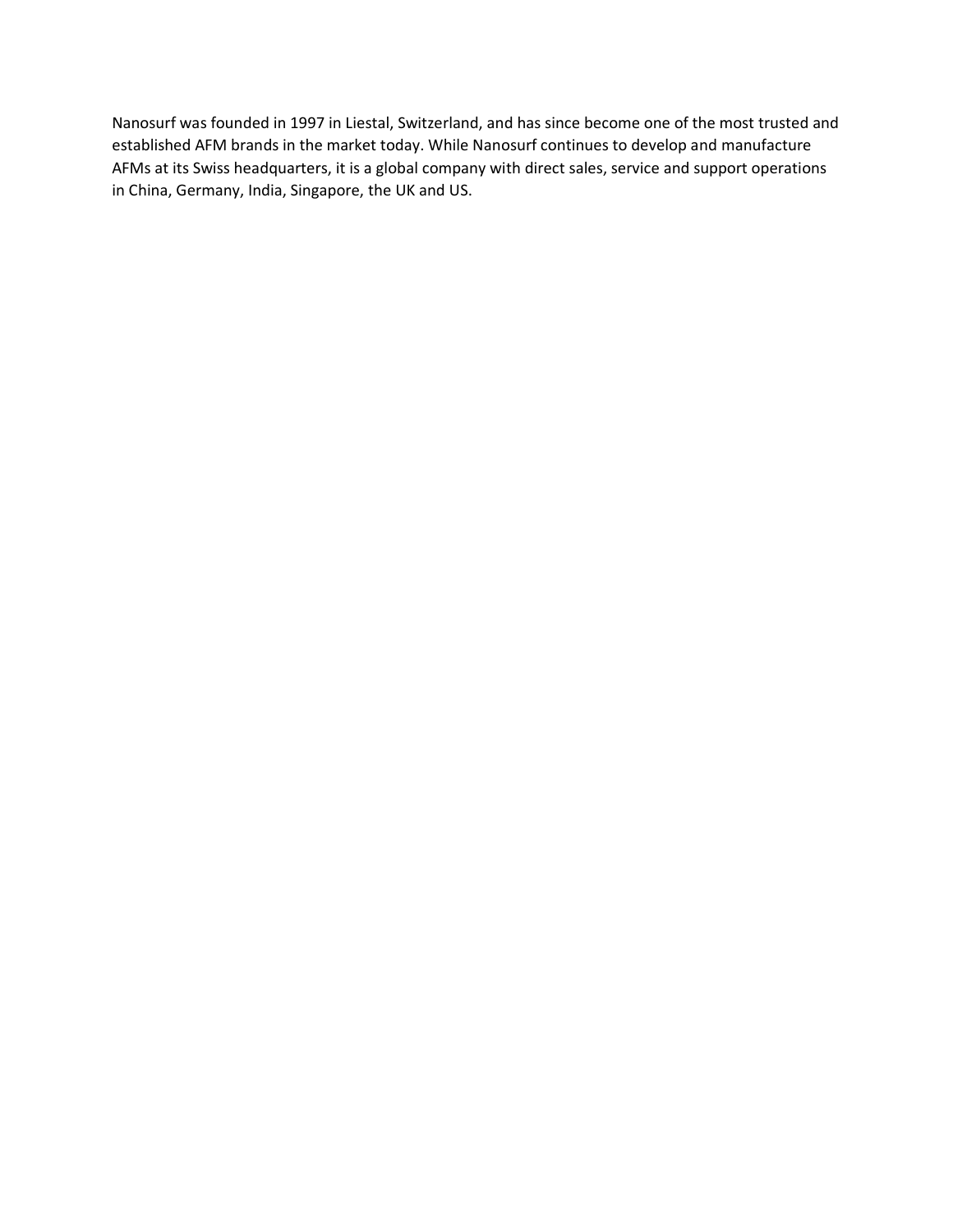Nanosurf was founded in 1997 in Liestal, Switzerland, and has since become one of the most trusted and established AFM brands in the market today. While Nanosurf continues to develop and manufacture AFMs at its Swiss headquarters, it is a global company with direct sales, service and support operations in China, Germany, India, Singapore, the UK and US.